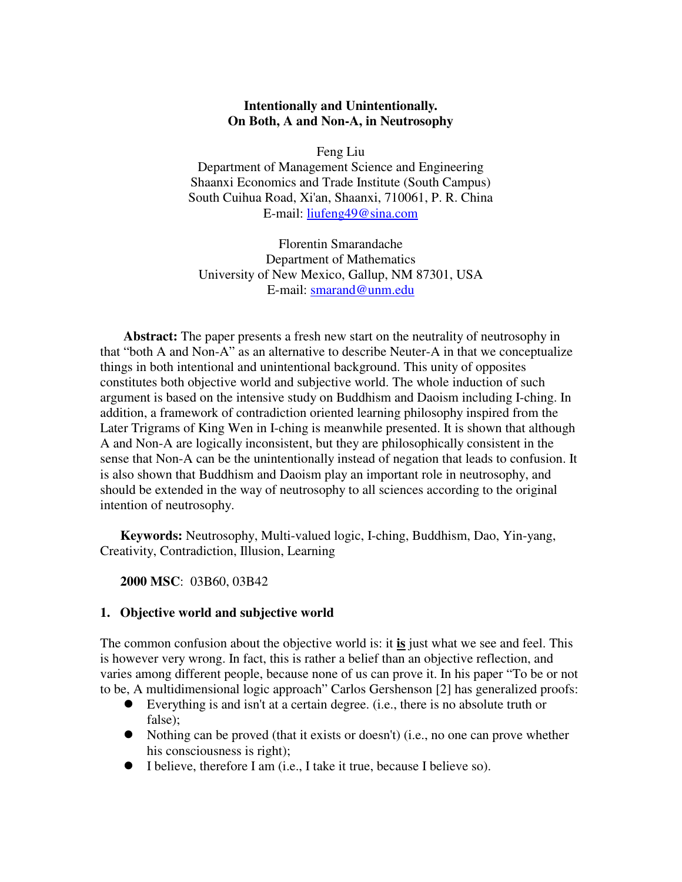# Intentionally and Unintentionally.
# On Both, A and Non-A, in Neutrosophy

Feng Liu
Department of Management Science and Engineering
Shaanxi Economics and Trade Institute (South Campus)
South Cuihua Road, Xi'an, Shaanxi, 710061, P. R. China
E-mail: liufeng49@sina.com

Florentin Smarandache
Department of Mathematics
University of New Mexico, Gallup, NM 87301, USA
E-mail: smarand@unm.edu

**Abstract:** The paper presents a fresh new start on the neutrality of neutrosophy in that "both A and Non-A" as an alternative to describe Neuter-A in that we conceptualize things in both intentional and unintentional background. This unity of opposites constitutes both objective world and subjective world. The whole induction of such argument is based on the intensive study on Buddhism and Daoism including I-ching. In addition, a framework of contradiction oriented learning philosophy inspired from the Later Trigrams of King Wen in I-ching is meanwhile presented. It is shown that although A and Non-A are logically inconsistent, but they are philosophically consistent in the sense that Non-A can be the unintentionally instead of negation that leads to confusion. It is also shown that Buddhism and Daoism play an important role in neutrosophy, and should be extended in the way of neutrosophy to all sciences according to the original intention of neutrosophy.

**Keywords:** Neutrosophy, Multi-valued logic, I-ching, Buddhism, Dao, Yin-yang, Creativity, Contradiction, Illusion, Learning

**2000 MSC**: 03B60, 03B42

## 1. Objective world and subjective world

The common confusion about the objective world is: it **is** just what we see and feel. This is however very wrong. In fact, this is rather a belief than an objective reflection, and varies among different people, because none of us can prove it. In his paper "To be or not to be, A multidimensional logic approach" Carlos Gershenson [2] has generalized proofs:

- Everything is and isn't at a certain degree. (i.e., there is no absolute truth or false);
- Nothing can be proved (that it exists or doesn't) (i.e., no one can prove whether his consciousness is right);
- I believe, therefore I am (i.e., I take it true, because I believe so).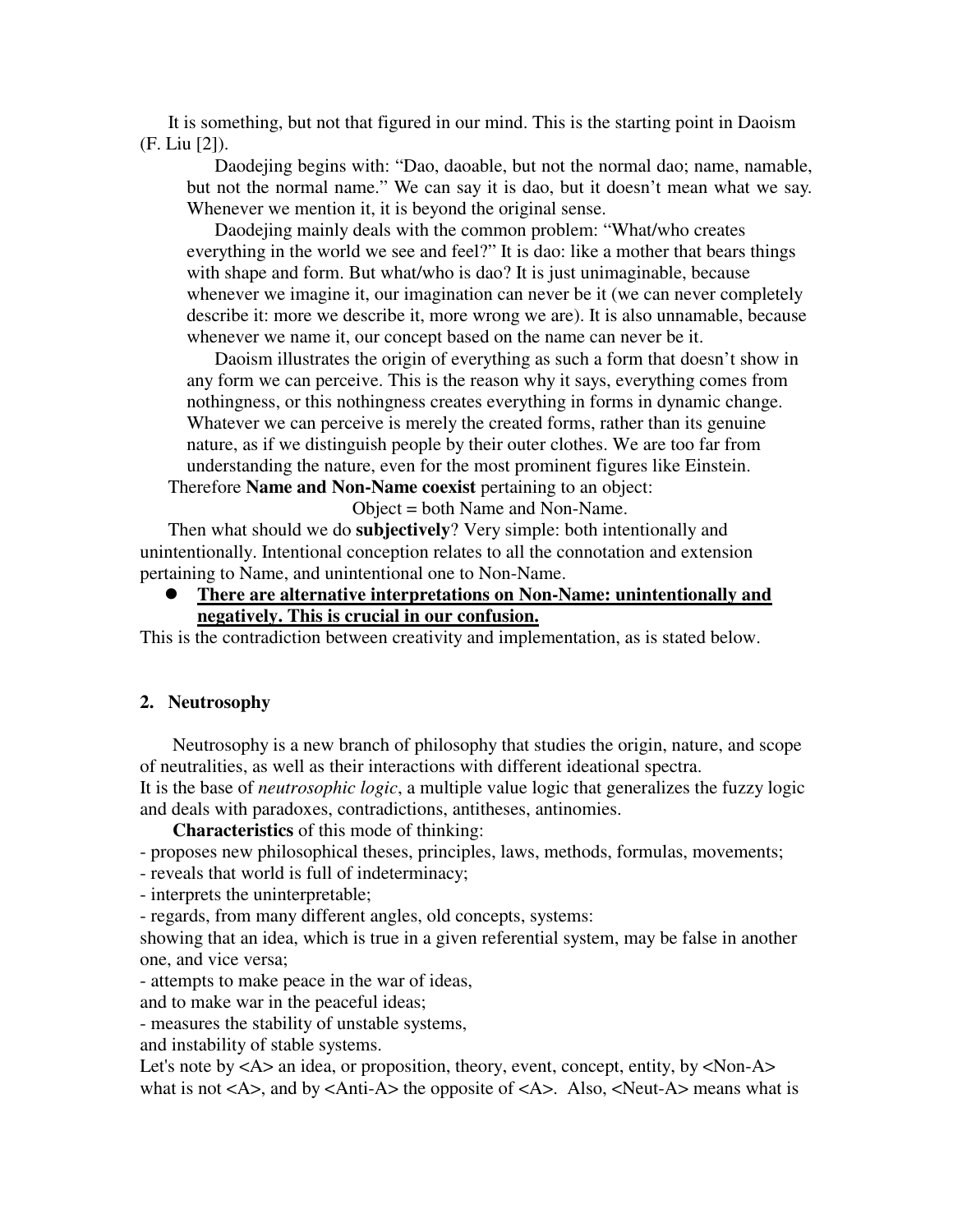It is something, but not that figured in our mind. This is the starting point in Daoism (F. Liu [2]).

> Daodejing begins with: "Dao, daoable, but not the normal dao; name, namable, but not the normal name." We can say it is dao, but it doesn't mean what we say. Whenever we mention it, it is beyond the original sense.
>
> Daodejing mainly deals with the common problem: "What/who creates everything in the world we see and feel?" It is dao: like a mother that bears things with shape and form. But what/who is dao? It is just unimaginable, because whenever we imagine it, our imagination can never be it (we can never completely describe it: more we describe it, more wrong we are). It is also unnamable, because whenever we name it, our concept based on the name can never be it.
>
> Daoism illustrates the origin of everything as such a form that doesn't show in any form we can perceive. This is the reason why it says, everything comes from nothingness, or this nothingness creates everything in forms in dynamic change. Whatever we can perceive is merely the created forms, rather than its genuine nature, as if we distinguish people by their outer clothes. We are too far from understanding the nature, even for the most prominent figures like Einstein.

Therefore **Name and Non-Name coexist** pertaining to an object:

Object = both Name and Non-Name.

Then what should we do **subjectively**? Very simple: both intentionally and unintentionally. Intentional conception relates to all the connotation and extension pertaining to Name, and unintentional one to Non-Name.

- **<u>There are alternative interpretations on Non-Name: unintentionally and negatively. This is crucial in our confusion.</u>**

This is the contradiction between creativity and implementation, as is stated below.

## 2. Neutrosophy

Neutrosophy is a new branch of philosophy that studies the origin, nature, and scope of neutralities, as well as their interactions with different ideational spectra.
It is the base of *neutrosophic logic*, a multiple value logic that generalizes the fuzzy logic and deals with paradoxes, contradictions, antitheses, antinomies.

**Characteristics** of this mode of thinking:

- proposes new philosophical theses, principles, laws, methods, formulas, movements;
- reveals that world is full of indeterminacy;
- interprets the uninterpretable;
- regards, from many different angles, old concepts, systems:
showing that an idea, which is true in a given referential system, may be false in another one, and vice versa;
- attempts to make peace in the war of ideas,
and to make war in the peaceful ideas;
- measures the stability of unstable systems,
and instability of stable systems.

Let's note by <A> an idea, or proposition, theory, event, concept, entity, by <Non-A> what is not <A>, and by <Anti-A> the opposite of <A>. Also, <Neut-A> means what is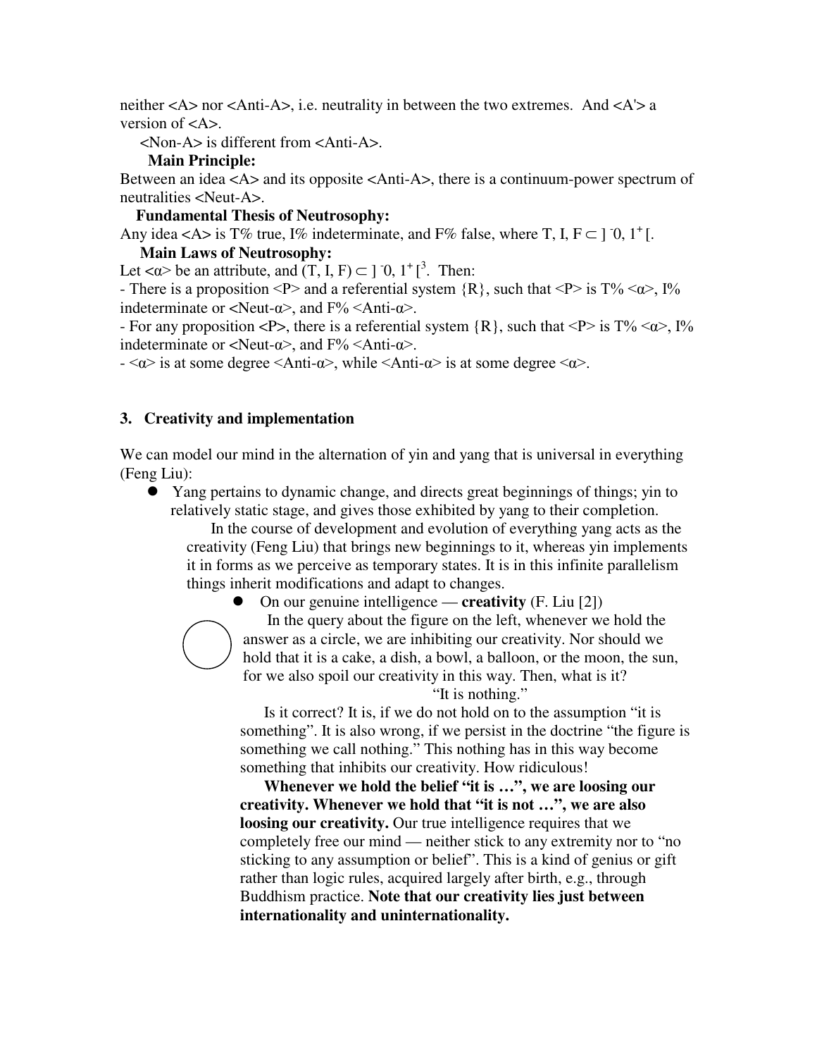neither <A> nor <Anti-A>, i.e. neutrality in between the two extremes. And <A'> a version of <A>.

<Non-A> is different from <Anti-A>.

**Main Principle:**

Between an idea <A> and its opposite <Anti-A>, there is a continuum-power spectrum of neutralities <Neut-A>.

**Fundamental Thesis of Neutrosophy:**

Any idea <A> is T% true, I% indeterminate, and F% false, where $T, I, F \subset ]^{-}0, 1^{+}[$.

**Main Laws of Neutrosophy:**

Let $<\alpha>$ be an attribute, and $(T, I, F) \subset ]^{-}0, 1^{+}[^{3}$. Then:

- There is a proposition <P> and a referential system {R}, such that <P> is T% $<\alpha>$, I% indeterminate or $<$Neut-$\alpha>$, and F% $<$Anti-$\alpha>$.
- For any proposition <P>, there is a referential system {R}, such that <P> is T% $<\alpha>$, I% indeterminate or $<$Neut-$\alpha>$, and F% $<$Anti-$\alpha>$.
- $<\alpha>$ is at some degree $<$Anti-$\alpha>$, while $<$Anti-$\alpha>$ is at some degree $<\alpha>$.

## 3. Creativity and implementation

We can model our mind in the alternation of yin and yang that is universal in everything (Feng Liu):

- Yang pertains to dynamic change, and directs great beginnings of things; yin to relatively static stage, and gives those exhibited by yang to their completion.

  In the course of development and evolution of everything yang acts as the creativity (Feng Liu) that brings new beginnings to it, whereas yin implements it in forms as we perceive as temporary states. It is in this infinite parallelism things inherit modifications and adapt to changes.

  - On our genuine intelligence — **creativity** (F. Liu [2])

    In the query about the figure on the left, whenever we hold the answer as a circle, we are inhibiting our creativity. Nor should we hold that it is a cake, a dish, a bowl, a balloon, or the moon, the sun, for we also spoil our creativity in this way. Then, what is it?

    "It is nothing."

    Is it correct? It is, if we do not hold on to the assumption "it is something". It is also wrong, if we persist in the doctrine "the figure is something we call nothing." This nothing has in this way become something that inhibits our creativity. How ridiculous!

    **Whenever we hold the belief "it is …", we are loosing our creativity. Whenever we hold that "it is not …", we are also loosing our creativity.** Our true intelligence requires that we completely free our mind — neither stick to any extremity nor to "no sticking to any assumption or belief". This is a kind of genius or gift rather than logic rules, acquired largely after birth, e.g., through Buddhism practice. **Note that our creativity lies just between internationality and uninternationality.**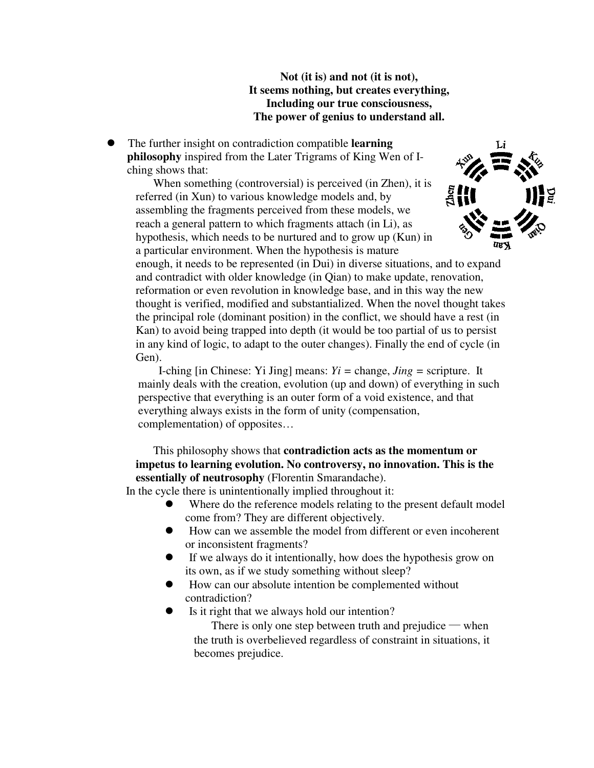**Not (it is) and not (it is not),**
**It seems nothing, but creates everything,**
**Including our true consciousness,**
**The power of genius to understand all.**

- The further insight on contradiction compatible **learning philosophy** inspired from the Later Trigrams of King Wen of I-ching shows that:

  When something (controversial) is perceived (in Zhen), it is referred (in Xun) to various knowledge models and, by assembling the fragments perceived from these models, we reach a general pattern to which fragments attach (in Li), as hypothesis, which needs to be nurtured and to grow up (Kun) in a particular environment. When the hypothesis is mature enough, it needs to be represented (in Dui) in diverse situations, and to expand and contradict with older knowledge (in Qian) to make update, renovation, reformation or even revolution in knowledge base, and in this way the new thought is verified, modified and substantialized. When the novel thought takes the principal role (dominant position) in the conflict, we should have a rest (in Kan) to avoid being trapped into depth (it would be too partial of us to persist in any kind of logic, to adapt to the outer changes). Finally the end of cycle (in Gen).

  I-ching [in Chinese: Yi Jing] means: *Yi* = change, *Jing* = scripture. It mainly deals with the creation, evolution (up and down) of everything in such perspective that everything is an outer form of a void existence, and that everything always exists in the form of unity (compensation, complementation) of opposites…

  This philosophy shows that **contradiction acts as the momentum or impetus to learning evolution. No controversy, no innovation. This is the essentially of neutrosophy** (Florentin Smarandache).

  In the cycle there is unintentionally implied throughout it:

  - Where do the reference models relating to the present default model come from? They are different objectively.
  - How can we assemble the model from different or even incoherent or inconsistent fragments?
  - If we always do it intentionally, how does the hypothesis grow on its own, as if we study something without sleep?
  - How can our absolute intention be complemented without contradiction?
  - Is it right that we always hold our intention?

    There is only one step between truth and prejudice — when the truth is overbelieved regardless of constraint in situations, it becomes prejudice.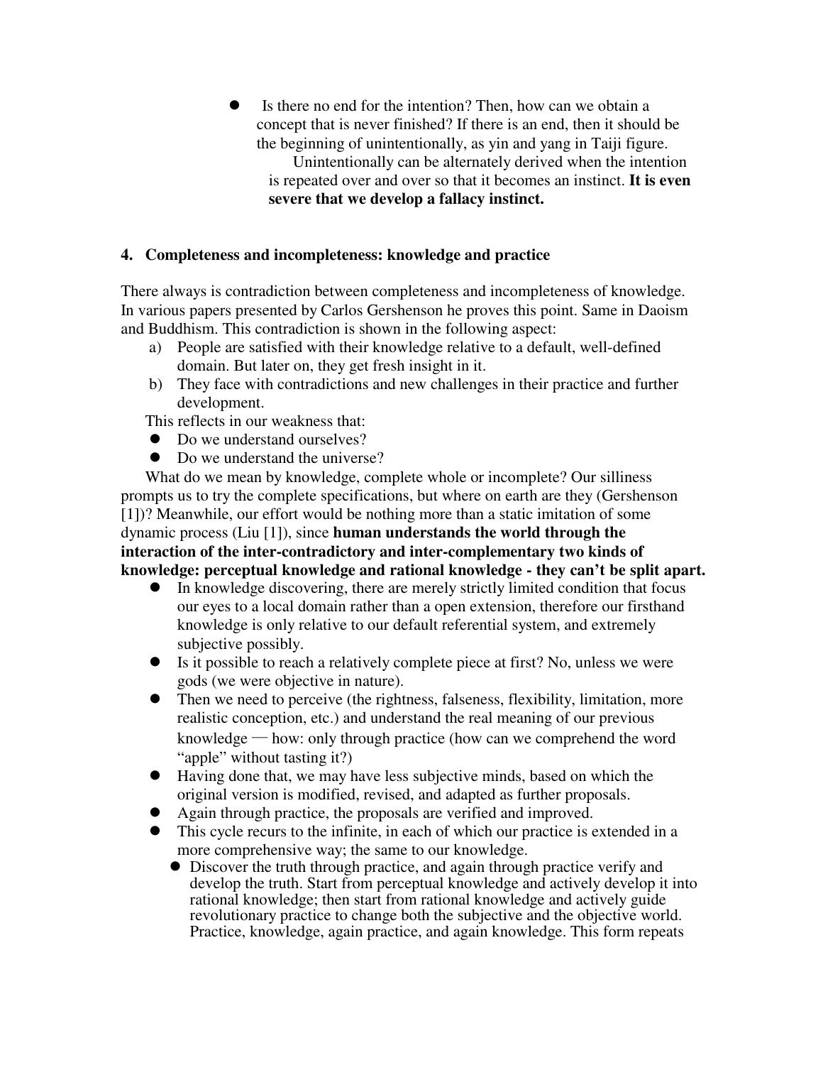- Is there no end for the intention? Then, how can we obtain a concept that is never finished? If there is an end, then it should be the beginning of unintentionally, as yin and yang in Taiji figure.

  Unintentionally can be alternately derived when the intention is repeated over and over so that it becomes an instinct. **It is even severe that we develop a fallacy instinct.**

## 4. Completeness and incompleteness: knowledge and practice

There always is contradiction between completeness and incompleteness of knowledge. In various papers presented by Carlos Gershenson he proves this point. Same in Daoism and Buddhism. This contradiction is shown in the following aspect:

a) People are satisfied with their knowledge relative to a default, well-defined domain. But later on, they get fresh insight in it.
b) They face with contradictions and new challenges in their practice and further development.

This reflects in our weakness that:

- Do we understand ourselves?
- Do we understand the universe?

What do we mean by knowledge, complete whole or incomplete? Our silliness prompts us to try the complete specifications, but where on earth are they (Gershenson [1])? Meanwhile, our effort would be nothing more than a static imitation of some dynamic process (Liu [1]), since **human understands the world through the interaction of the inter-contradictory and inter-complementary two kinds of knowledge: perceptual knowledge and rational knowledge - they can't be split apart.**

- In knowledge discovering, there are merely strictly limited condition that focus our eyes to a local domain rather than a open extension, therefore our firsthand knowledge is only relative to our default referential system, and extremely subjective possibly.
- Is it possible to reach a relatively complete piece at first? No, unless we were gods (we were objective in nature).
- Then we need to perceive (the rightness, falseness, flexibility, limitation, more realistic conception, etc.) and understand the real meaning of our previous knowledge — how: only through practice (how can we comprehend the word "apple" without tasting it?)
- Having done that, we may have less subjective minds, based on which the original version is modified, revised, and adapted as further proposals.
- Again through practice, the proposals are verified and improved.
- This cycle recurs to the infinite, in each of which our practice is extended in a more comprehensive way; the same to our knowledge.
  - Discover the truth through practice, and again through practice verify and develop the truth. Start from perceptual knowledge and actively develop it into rational knowledge; then start from rational knowledge and actively guide revolutionary practice to change both the subjective and the objective world. Practice, knowledge, again practice, and again knowledge. This form repeats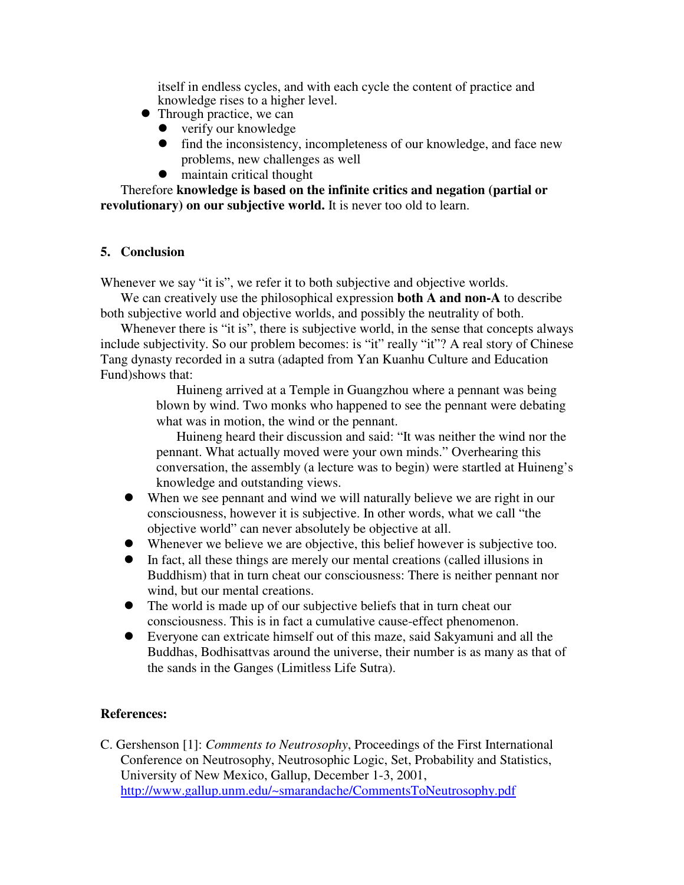itself in endless cycles, and with each cycle the content of practice and knowledge rises to a higher level.

- Through practice, we can
  - verify our knowledge
  - find the inconsistency, incompleteness of our knowledge, and face new problems, new challenges as well
  - maintain critical thought

Therefore **knowledge is based on the infinite critics and negation (partial or revolutionary) on our subjective world.** It is never too old to learn.

## 5. Conclusion

Whenever we say "it is", we refer it to both subjective and objective worlds.

We can creatively use the philosophical expression **both A and non-A** to describe both subjective world and objective worlds, and possibly the neutrality of both.

Whenever there is "it is", there is subjective world, in the sense that concepts always include subjectivity. So our problem becomes: is "it" really "it"? A real story of Chinese Tang dynasty recorded in a sutra (adapted from Yan Kuanhu Culture and Education Fund)shows that:

> Huineng arrived at a Temple in Guangzhou where a pennant was being blown by wind. Two monks who happened to see the pennant were debating what was in motion, the wind or the pennant.
>
> Huineng heard their discussion and said: "It was neither the wind nor the pennant. What actually moved were your own minds." Overhearing this conversation, the assembly (a lecture was to begin) were startled at Huineng's knowledge and outstanding views.

- When we see pennant and wind we will naturally believe we are right in our consciousness, however it is subjective. In other words, what we call "the objective world" can never absolutely be objective at all.
- Whenever we believe we are objective, this belief however is subjective too.
- In fact, all these things are merely our mental creations (called illusions in Buddhism) that in turn cheat our consciousness: There is neither pennant nor wind, but our mental creations.
- The world is made up of our subjective beliefs that in turn cheat our consciousness. This is in fact a cumulative cause-effect phenomenon.
- Everyone can extricate himself out of this maze, said Sakyamuni and all the Buddhas, Bodhisattvas around the universe, their number is as many as that of the sands in the Ganges (Limitless Life Sutra).

## References:

C. Gershenson [1]: *Comments to Neutrosophy*, Proceedings of the First International Conference on Neutrosophy, Neutrosophic Logic, Set, Probability and Statistics, University of New Mexico, Gallup, December 1-3, 2001, http://www.gallup.unm.edu/~smarandache/CommentsToNeutrosophy.pdf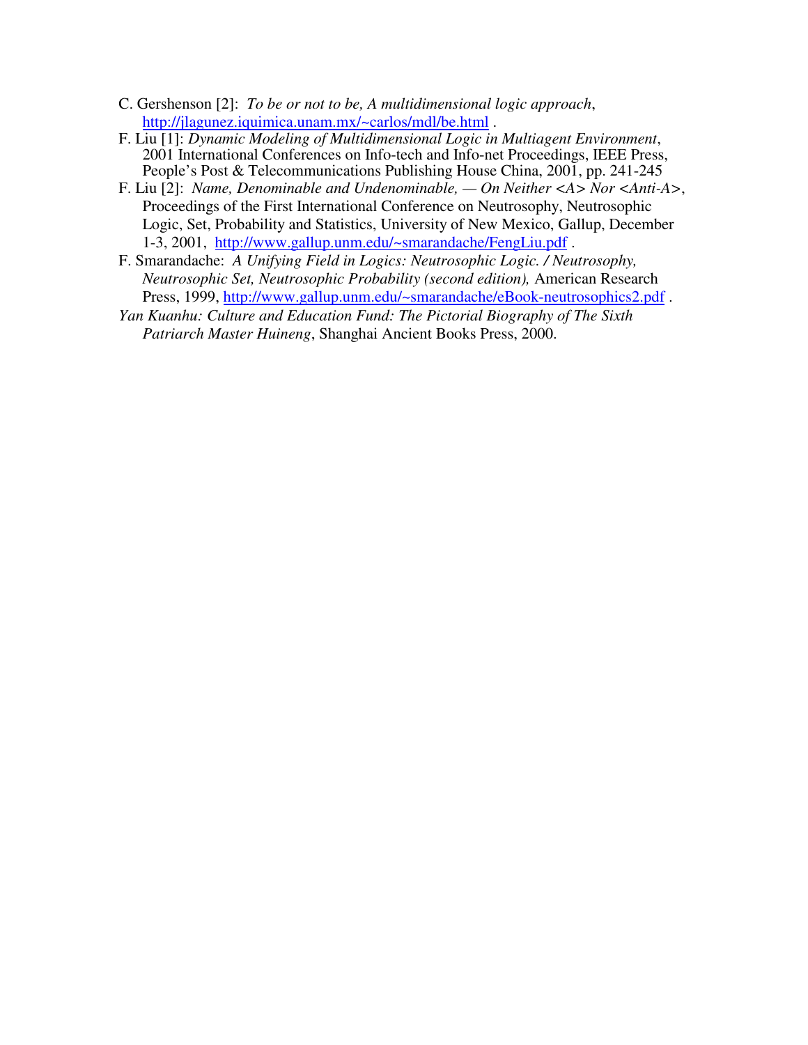C. Gershenson [2]: *To be or not to be, A multidimensional logic approach*, http://jlagunez.iquimica.unam.mx/~carlos/mdl/be.html .

F. Liu [1]: *Dynamic Modeling of Multidimensional Logic in Multiagent Environment*, 2001 International Conferences on Info-tech and Info-net Proceedings, IEEE Press, People's Post & Telecommunications Publishing House China, 2001, pp. 241-245

F. Liu [2]: *Name, Denominable and Undenominable, — On Neither <A> Nor <Anti-A>*, Proceedings of the First International Conference on Neutrosophy, Neutrosophic Logic, Set, Probability and Statistics, University of New Mexico, Gallup, December 1-3, 2001, http://www.gallup.unm.edu/~smarandache/FengLiu.pdf .

F. Smarandache: *A Unifying Field in Logics: Neutrosophic Logic. / Neutrosophy, Neutrosophic Set, Neutrosophic Probability (second edition),* American Research Press, 1999, http://www.gallup.unm.edu/~smarandache/eBook-neutrosophics2.pdf .

*Yan Kuanhu: Culture and Education Fund: The Pictorial Biography of The Sixth Patriarch Master Huineng*, Shanghai Ancient Books Press, 2000.